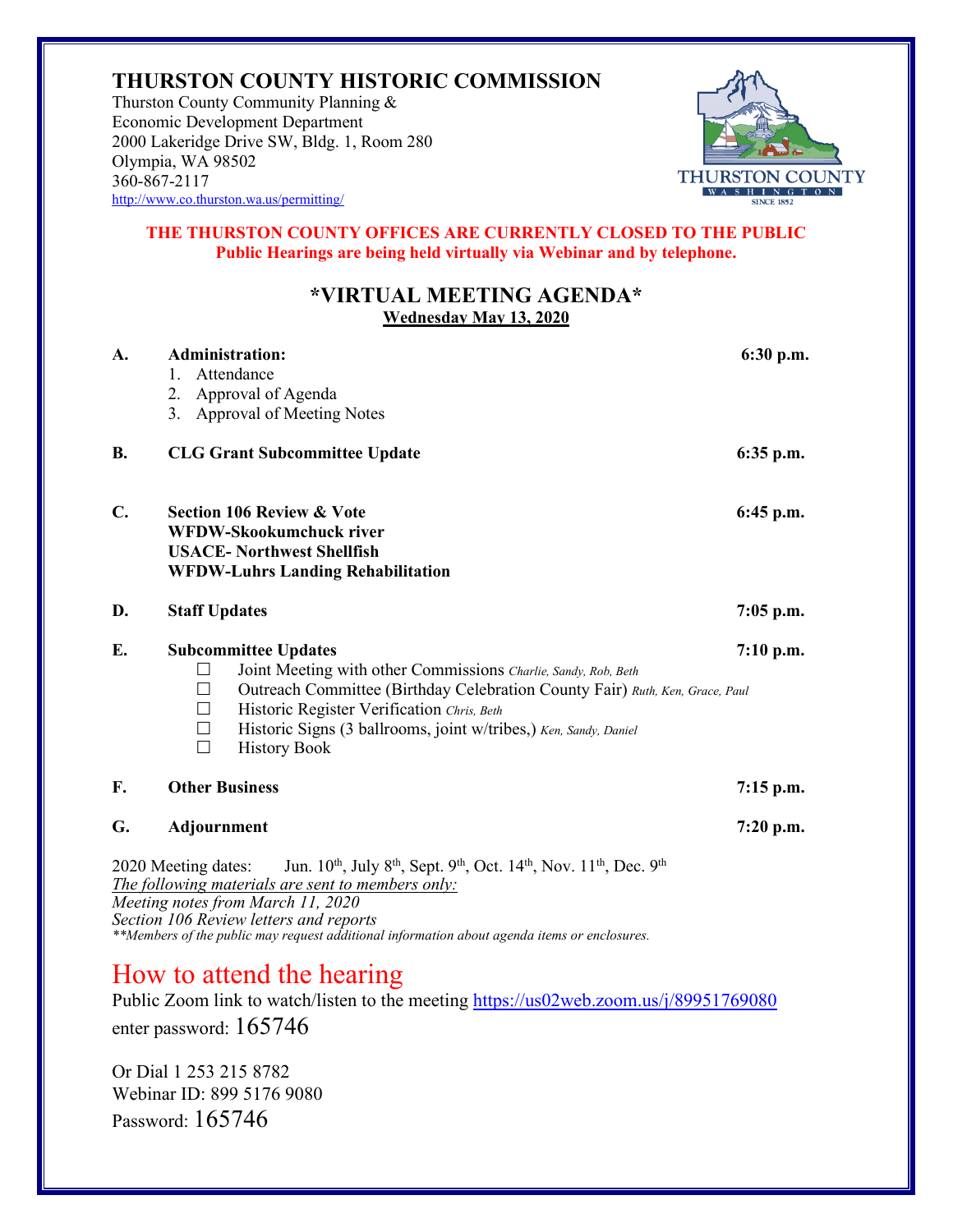# THURSTON COUNTY HISTORIC COMMISSION

Thurston County Community Planning &
Economic Development Department
2000 Lakeridge Drive SW, Bldg. 1, Room 280
Olympia, WA 98502
360-867-2117
http://www.co.thurston.wa.us/permitting/

**THE THURSTON COUNTY OFFICES ARE CURRENTLY CLOSED TO THE PUBLIC**
**Public Hearings are being held virtually via Webinar and by telephone.**

## *VIRTUAL MEETING AGENDA*

**Wednesday May 13, 2020**

**A. Administration:** **6:30 p.m.**

1. Attendance
2. Approval of Agenda
3. Approval of Meeting Notes

**B. CLG Grant Subcommittee Update** **6:35 p.m.**

**C. Section 106 Review & Vote** **6:45 p.m.**
**WFDW-Skookumchuck river**
**USACE- Northwest Shellfish**
**WFDW-Luhrs Landing Rehabilitation**

**D. Staff Updates** **7:05 p.m.**

**E. Subcommittee Updates** **7:10 p.m.**

- ☐ Joint Meeting with other Commissions *Charlie, Sandy, Rob, Beth*
- ☐ Outreach Committee (Birthday Celebration County Fair) *Ruth, Ken, Grace, Paul*
- ☐ Historic Register Verification *Chris, Beth*
- ☐ Historic Signs (3 ballrooms, joint w/tribes,) *Ken, Sandy, Daniel*
- ☐ History Book

**F. Other Business** **7:15 p.m.**

**G. Adjournment** **7:20 p.m.**

2020 Meeting dates: Jun. 10th, July 8th, Sept. 9th, Oct. 14th, Nov. 11th, Dec. 9th

*The following materials are sent to members only:*
*Meeting notes from March 11, 2020*
*Section 106 Review letters and reports*
*\*\*Members of the public may request additional information about agenda items or enclosures.*

## How to attend the hearing

Public Zoom link to watch/listen to the meeting https://us02web.zoom.us/j/89951769080
enter password: 165746

Or Dial 1 253 215 8782
Webinar ID: 899 5176 9080
Password: 165746